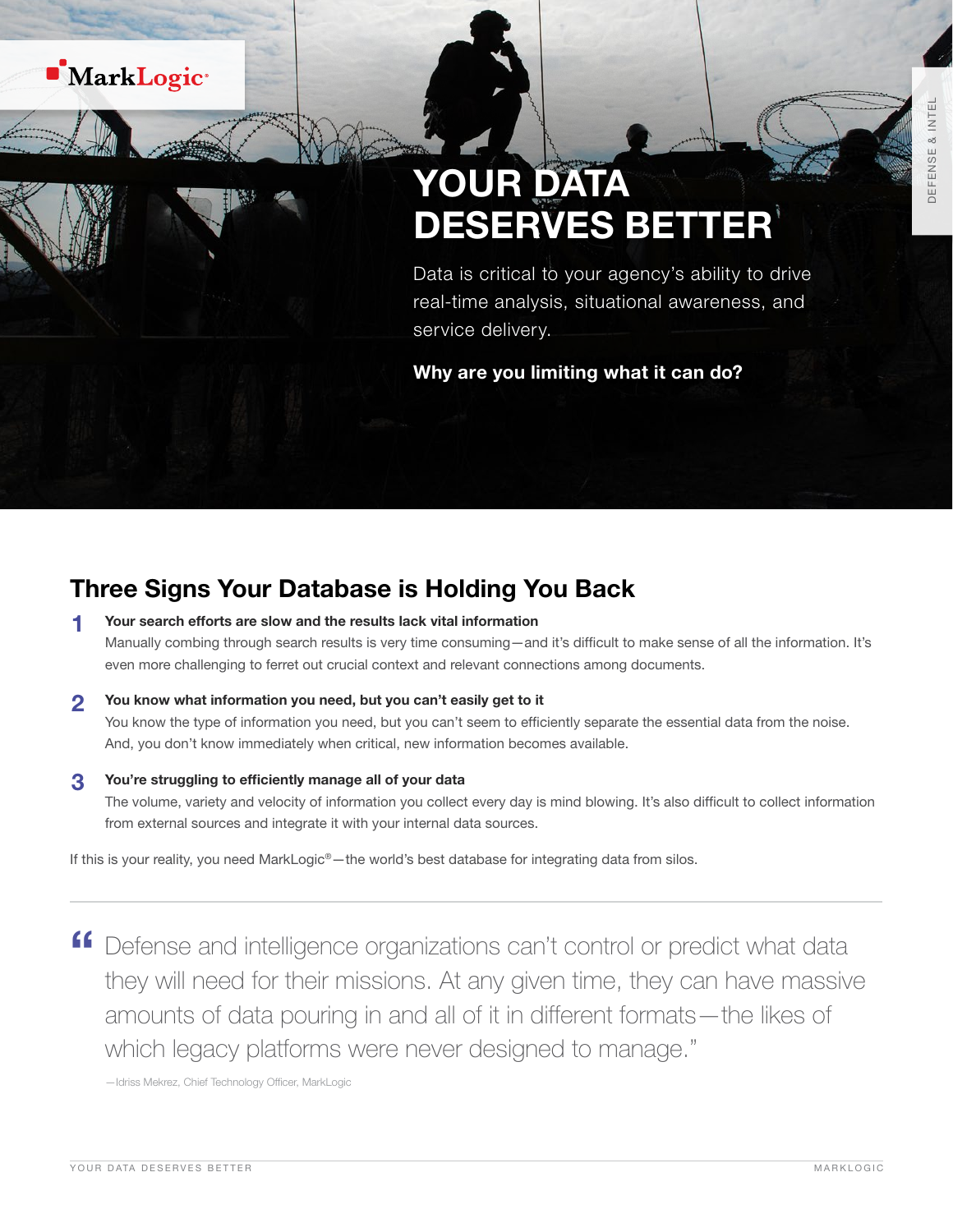MarkLogic

DEFENSE & INTEL

# YOUR DATA DESERVES BETTER

Data is critical to your agency's ability to drive real-time analysis, situational awareness, and service delivery.

**Why are you limiting what it can do?**

## Three Signs Your Database is Holding You Back

**1 Your search efforts are slow and the results lack vital information**

Manually combing through search results is very time consuming—and it's difficult to make sense of all the information. It's even more challenging to ferret out crucial context and relevant connections among documents.

**2 You know what information you need, but you can't easily get to it**

You know the type of information you need, but you can't seem to efficiently separate the essential data from the noise. And, you don't know immediately when critical, new information becomes available.

**3 You're struggling to efficiently manage all of your data**

The volume, variety and velocity of information you collect every day is mind blowing. It's also difficult to collect information from external sources and integrate it with your internal data sources.

If this is your reality, you need MarkLogic®—the world's best database for integrating data from silos.

---

> "Defense and intelligence organizations can't control or predict what data they will need for their missions. At any given time, they can have massive amounts of data pouring in and all of it in different formats—the likes of which legacy platforms were never designed to manage."
>
> —Idriss Mekrez, Chief Technology Officer, MarkLogic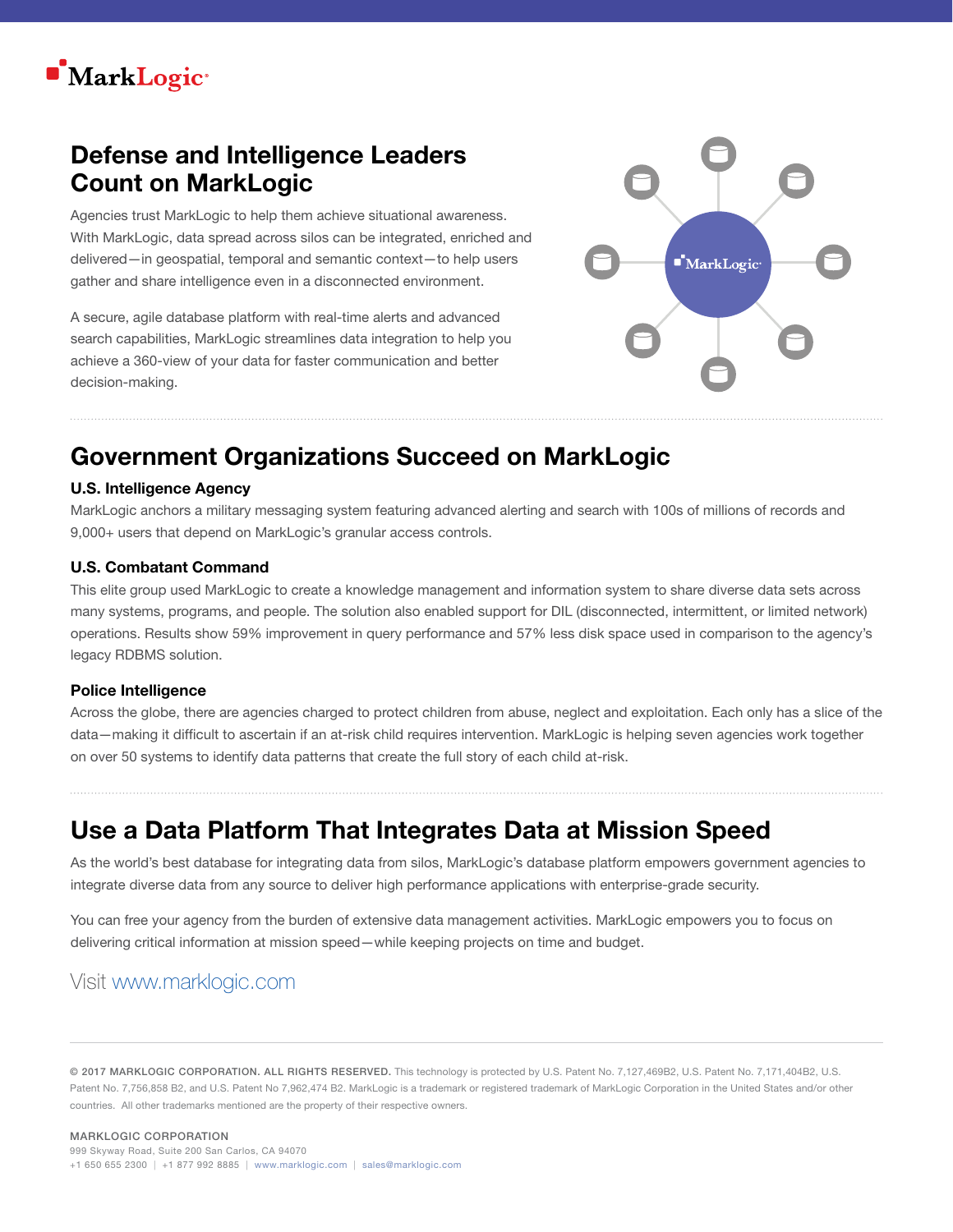# Defense and Intelligence Leaders Count on MarkLogic

Agencies trust MarkLogic to help them achieve situational awareness. With MarkLogic, data spread across silos can be integrated, enriched and delivered—in geospatial, temporal and semantic context—to help users gather and share intelligence even in a disconnected environment.

A secure, agile database platform with real-time alerts and advanced search capabilities, MarkLogic streamlines data integration to help you achieve a 360-view of your data for faster communication and better decision-making.

## Government Organizations Succeed on MarkLogic

### U.S. Intelligence Agency

MarkLogic anchors a military messaging system featuring advanced alerting and search with 100s of millions of records and 9,000+ users that depend on MarkLogic's granular access controls.

### U.S. Combatant Command

This elite group used MarkLogic to create a knowledge management and information system to share diverse data sets across many systems, programs, and people. The solution also enabled support for DIL (disconnected, intermittent, or limited network) operations. Results show 59% improvement in query performance and 57% less disk space used in comparison to the agency's legacy RDBMS solution.

### Police Intelligence

Across the globe, there are agencies charged to protect children from abuse, neglect and exploitation. Each only has a slice of the data—making it difficult to ascertain if an at-risk child requires intervention. MarkLogic is helping seven agencies work together on over 50 systems to identify data patterns that create the full story of each child at-risk.

## Use a Data Platform That Integrates Data at Mission Speed

As the world's best database for integrating data from silos, MarkLogic's database platform empowers government agencies to integrate diverse data from any source to deliver high performance applications with enterprise-grade security.

You can free your agency from the burden of extensive data management activities. MarkLogic empowers you to focus on delivering critical information at mission speed—while keeping projects on time and budget.

Visit www.marklogic.com

**© 2017 MARKLOGIC CORPORATION. ALL RIGHTS RESERVED.** This technology is protected by U.S. Patent No. 7,127,469B2, U.S. Patent No. 7,171,404B2, U.S. Patent No. 7,756,858 B2, and U.S. Patent No 7,962,474 B2. MarkLogic is a trademark or registered trademark of MarkLogic Corporation in the United States and/or other countries. All other trademarks mentioned are the property of their respective owners.

MARKLOGIC CORPORATION
999 Skyway Road, Suite 200 San Carlos, CA 94070
+1 650 655 2300 | +1 877 992 8885 | www.marklogic.com | sales@marklogic.com